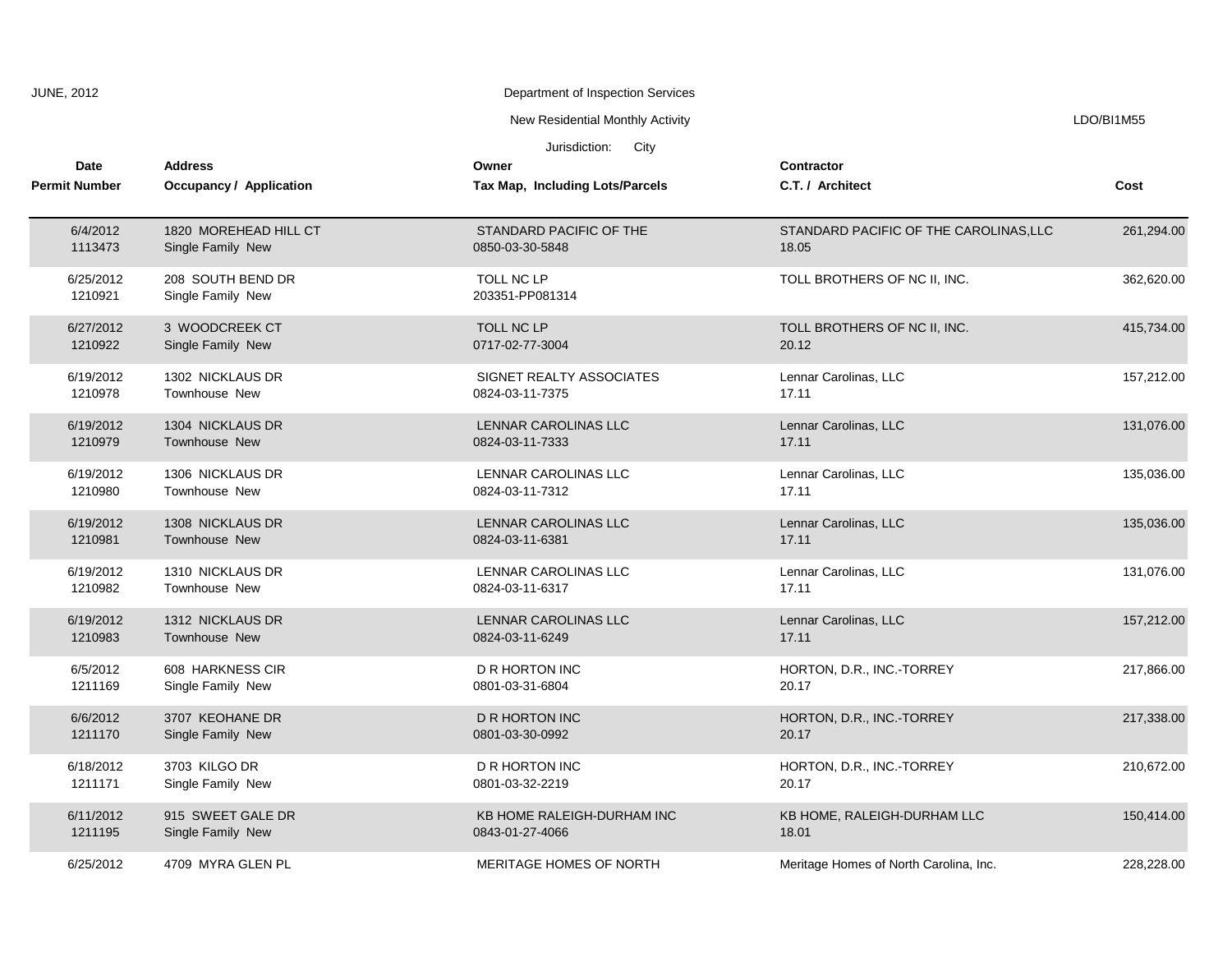JUNE, 2012

Department of Inspection Services

New Residential Monthly Activity

LDO/BI1M55

Jurisdiction: City

| Date<br>Permit Number | Address<br>Occupancy / Application | Owner<br>Tax Map, Including Lots/Parcels | Contractor<br>C.T. / Architect | Cost |
|---|---|---|---|---|
| 6/4/2012<br>1113473 | 1820 MOREHEAD HILL CT<br>Single Family New | STANDARD PACIFIC OF THE<br>0850-03-30-5848 | STANDARD PACIFIC OF THE CAROLINAS,LLC<br>18.05 | 261,294.00 |
| 6/25/2012<br>1210921 | 208 SOUTH BEND DR<br>Single Family New | TOLL NC LP<br>203351-PP081314 | TOLL BROTHERS OF NC II, INC. | 362,620.00 |
| 6/27/2012<br>1210922 | 3 WOODCREEK CT<br>Single Family New | TOLL NC LP<br>0717-02-77-3004 | TOLL BROTHERS OF NC II, INC.<br>20.12 | 415,734.00 |
| 6/19/2012<br>1210978 | 1302 NICKLAUS DR<br>Townhouse New | SIGNET REALTY ASSOCIATES<br>0824-03-11-7375 | Lennar Carolinas, LLC<br>17.11 | 157,212.00 |
| 6/19/2012<br>1210979 | 1304 NICKLAUS DR<br>Townhouse New | LENNAR CAROLINAS LLC<br>0824-03-11-7333 | Lennar Carolinas, LLC<br>17.11 | 131,076.00 |
| 6/19/2012<br>1210980 | 1306 NICKLAUS DR<br>Townhouse New | LENNAR CAROLINAS LLC<br>0824-03-11-7312 | Lennar Carolinas, LLC<br>17.11 | 135,036.00 |
| 6/19/2012<br>1210981 | 1308 NICKLAUS DR<br>Townhouse New | LENNAR CAROLINAS LLC<br>0824-03-11-6381 | Lennar Carolinas, LLC<br>17.11 | 135,036.00 |
| 6/19/2012<br>1210982 | 1310 NICKLAUS DR<br>Townhouse New | LENNAR CAROLINAS LLC<br>0824-03-11-6317 | Lennar Carolinas, LLC<br>17.11 | 131,076.00 |
| 6/19/2012<br>1210983 | 1312 NICKLAUS DR<br>Townhouse New | LENNAR CAROLINAS LLC<br>0824-03-11-6249 | Lennar Carolinas, LLC<br>17.11 | 157,212.00 |
| 6/5/2012<br>1211169 | 608 HARKNESS CIR<br>Single Family New | D R HORTON INC<br>0801-03-31-6804 | HORTON, D.R., INC.-TORREY<br>20.17 | 217,866.00 |
| 6/6/2012<br>1211170 | 3707 KEOHANE DR<br>Single Family New | D R HORTON INC<br>0801-03-30-0992 | HORTON, D.R., INC.-TORREY<br>20.17 | 217,338.00 |
| 6/18/2012<br>1211171 | 3703 KILGO DR<br>Single Family New | D R HORTON INC<br>0801-03-32-2219 | HORTON, D.R., INC.-TORREY<br>20.17 | 210,672.00 |
| 6/11/2012<br>1211195 | 915 SWEET GALE DR<br>Single Family New | KB HOME RALEIGH-DURHAM INC<br>0843-01-27-4066 | KB HOME, RALEIGH-DURHAM LLC<br>18.01 | 150,414.00 |
| 6/25/2012 | 4709 MYRA GLEN PL | MERITAGE HOMES OF NORTH | Meritage Homes of North Carolina, Inc. | 228,228.00 |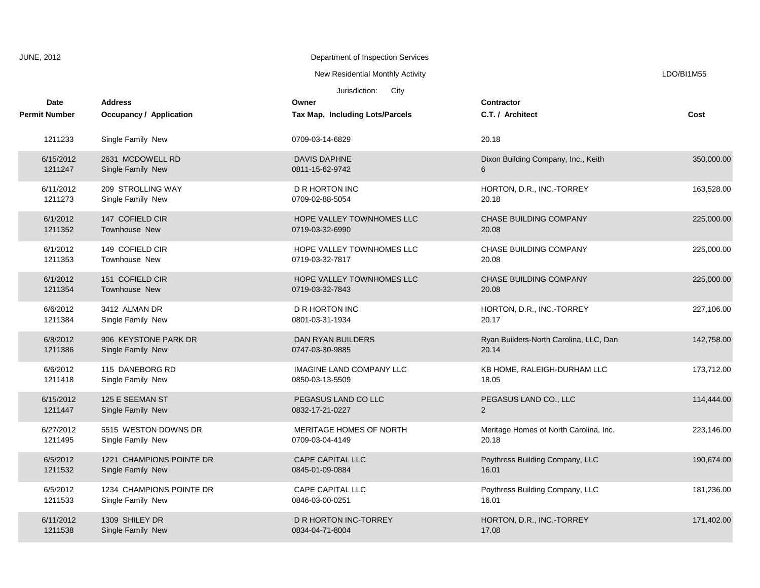JUNE, 2012

Department of Inspection Services

New Residential Monthly Activity

LDO/BI1M55

Jurisdiction: City

| Date<br>Permit Number | Address<br>Occupancy / Application | Owner<br>Tax Map, Including Lots/Parcels | Contractor<br>C.T. / Architect | Cost |
|---|---|---|---|---|
| 1211233 | Single Family New | 0709-03-14-6829 | 20.18 | |
| 6/15/2012<br>1211247 | 2631 MCDOWELL RD<br>Single Family New | DAVIS DAPHNE<br>0811-15-62-9742 | Dixon Building Company, Inc., Keith<br>6 | 350,000.00 |
| 6/11/2012<br>1211273 | 209 STROLLING WAY<br>Single Family New | D R HORTON INC<br>0709-02-88-5054 | HORTON, D.R., INC.-TORREY<br>20.18 | 163,528.00 |
| 6/1/2012<br>1211352 | 147 COFIELD CIR<br>Townhouse New | HOPE VALLEY TOWNHOMES LLC<br>0719-03-32-6990 | CHASE BUILDING COMPANY<br>20.08 | 225,000.00 |
| 6/1/2012<br>1211353 | 149 COFIELD CIR<br>Townhouse New | HOPE VALLEY TOWNHOMES LLC<br>0719-03-32-7817 | CHASE BUILDING COMPANY<br>20.08 | 225,000.00 |
| 6/1/2012<br>1211354 | 151 COFIELD CIR<br>Townhouse New | HOPE VALLEY TOWNHOMES LLC<br>0719-03-32-7843 | CHASE BUILDING COMPANY<br>20.08 | 225,000.00 |
| 6/6/2012<br>1211384 | 3412 ALMAN DR<br>Single Family New | D R HORTON INC<br>0801-03-31-1934 | HORTON, D.R., INC.-TORREY<br>20.17 | 227,106.00 |
| 6/8/2012<br>1211386 | 906 KEYSTONE PARK DR<br>Single Family New | DAN RYAN BUILDERS<br>0747-03-30-9885 | Ryan Builders-North Carolina, LLC, Dan<br>20.14 | 142,758.00 |
| 6/6/2012<br>1211418 | 115 DANEBORG RD<br>Single Family New | IMAGINE LAND COMPANY LLC<br>0850-03-13-5509 | KB HOME, RALEIGH-DURHAM LLC<br>18.05 | 173,712.00 |
| 6/15/2012<br>1211447 | 125 E SEEMAN ST<br>Single Family New | PEGASUS LAND CO LLC<br>0832-17-21-0227 | PEGASUS LAND CO., LLC<br>2 | 114,444.00 |
| 6/27/2012<br>1211495 | 5515 WESTON DOWNS DR<br>Single Family New | MERITAGE HOMES OF NORTH<br>0709-03-04-4149 | Meritage Homes of North Carolina, Inc.<br>20.18 | 223,146.00 |
| 6/5/2012<br>1211532 | 1221 CHAMPIONS POINTE DR<br>Single Family New | CAPE CAPITAL LLC<br>0845-01-09-0884 | Poythress Building Company, LLC<br>16.01 | 190,674.00 |
| 6/5/2012<br>1211533 | 1234 CHAMPIONS POINTE DR<br>Single Family New | CAPE CAPITAL LLC<br>0846-03-00-0251 | Poythress Building Company, LLC<br>16.01 | 181,236.00 |
| 6/11/2012<br>1211538 | 1309 SHILEY DR<br>Single Family New | D R HORTON INC-TORREY<br>0834-04-71-8004 | HORTON, D.R., INC.-TORREY<br>17.08 | 171,402.00 |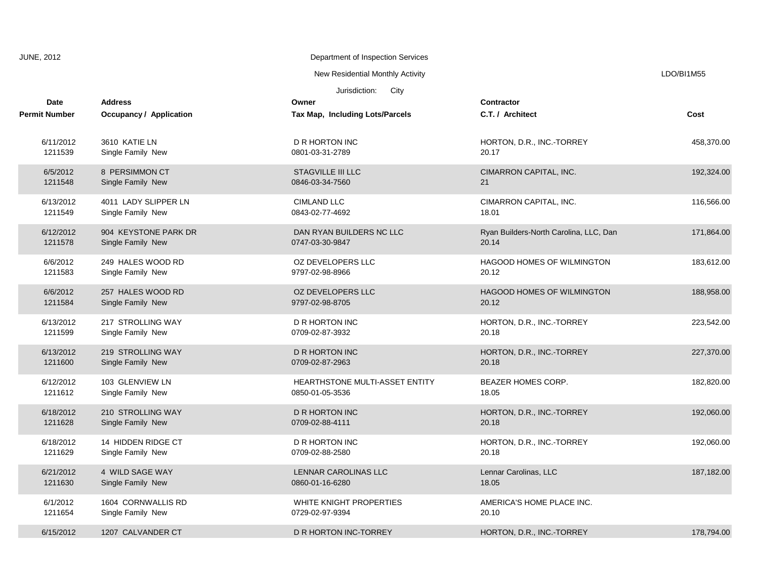JUNE, 2012

Department of Inspection Services

New Residential Monthly Activity

LDO/BI1M55

Jurisdiction: City

| Date<br>Permit Number | Address<br>Occupancy / Application | Owner<br>Tax Map, Including Lots/Parcels | Contractor<br>C.T. / Architect | Cost |
|---|---|---|---|---|
| 6/11/2012<br>1211539 | 3610 KATIE LN<br>Single Family New | D R HORTON INC<br>0801-03-31-2789 | HORTON, D.R., INC.-TORREY<br>20.17 | 458,370.00 |
| 6/5/2012<br>1211548 | 8 PERSIMMON CT<br>Single Family New | STAGVILLE III LLC<br>0846-03-34-7560 | CIMARRON CAPITAL, INC.<br>21 | 192,324.00 |
| 6/13/2012<br>1211549 | 4011 LADY SLIPPER LN<br>Single Family New | CIMLAND LLC<br>0843-02-77-4692 | CIMARRON CAPITAL, INC.<br>18.01 | 116,566.00 |
| 6/12/2012<br>1211578 | 904 KEYSTONE PARK DR<br>Single Family New | DAN RYAN BUILDERS NC LLC<br>0747-03-30-9847 | Ryan Builders-North Carolina, LLC, Dan<br>20.14 | 171,864.00 |
| 6/6/2012<br>1211583 | 249 HALES WOOD RD<br>Single Family New | OZ DEVELOPERS LLC<br>9797-02-98-8966 | HAGOOD HOMES OF WILMINGTON<br>20.12 | 183,612.00 |
| 6/6/2012<br>1211584 | 257 HALES WOOD RD<br>Single Family New | OZ DEVELOPERS LLC<br>9797-02-98-8705 | HAGOOD HOMES OF WILMINGTON<br>20.12 | 188,958.00 |
| 6/13/2012<br>1211599 | 217 STROLLING WAY<br>Single Family New | D R HORTON INC<br>0709-02-87-3932 | HORTON, D.R., INC.-TORREY<br>20.18 | 223,542.00 |
| 6/13/2012<br>1211600 | 219 STROLLING WAY<br>Single Family New | D R HORTON INC<br>0709-02-87-2963 | HORTON, D.R., INC.-TORREY<br>20.18 | 227,370.00 |
| 6/12/2012<br>1211612 | 103 GLENVIEW LN<br>Single Family New | HEARTHSTONE MULTI-ASSET ENTITY<br>0850-01-05-3536 | BEAZER HOMES CORP.<br>18.05 | 182,820.00 |
| 6/18/2012<br>1211628 | 210 STROLLING WAY<br>Single Family New | D R HORTON INC<br>0709-02-88-4111 | HORTON, D.R., INC.-TORREY<br>20.18 | 192,060.00 |
| 6/18/2012<br>1211629 | 14 HIDDEN RIDGE CT<br>Single Family New | D R HORTON INC<br>0709-02-88-2580 | HORTON, D.R., INC.-TORREY<br>20.18 | 192,060.00 |
| 6/21/2012<br>1211630 | 4 WILD SAGE WAY<br>Single Family New | LENNAR CAROLINAS LLC<br>0860-01-16-6280 | Lennar Carolinas, LLC<br>18.05 | 187,182.00 |
| 6/1/2012<br>1211654 | 1604 CORNWALLIS RD<br>Single Family New | WHITE KNIGHT PROPERTIES<br>0729-02-97-9394 | AMERICA'S HOME PLACE INC.<br>20.10 | |
| 6/15/2012 | 1207 CALVANDER CT | D R HORTON INC-TORREY | HORTON, D.R., INC.-TORREY | 178,794.00 |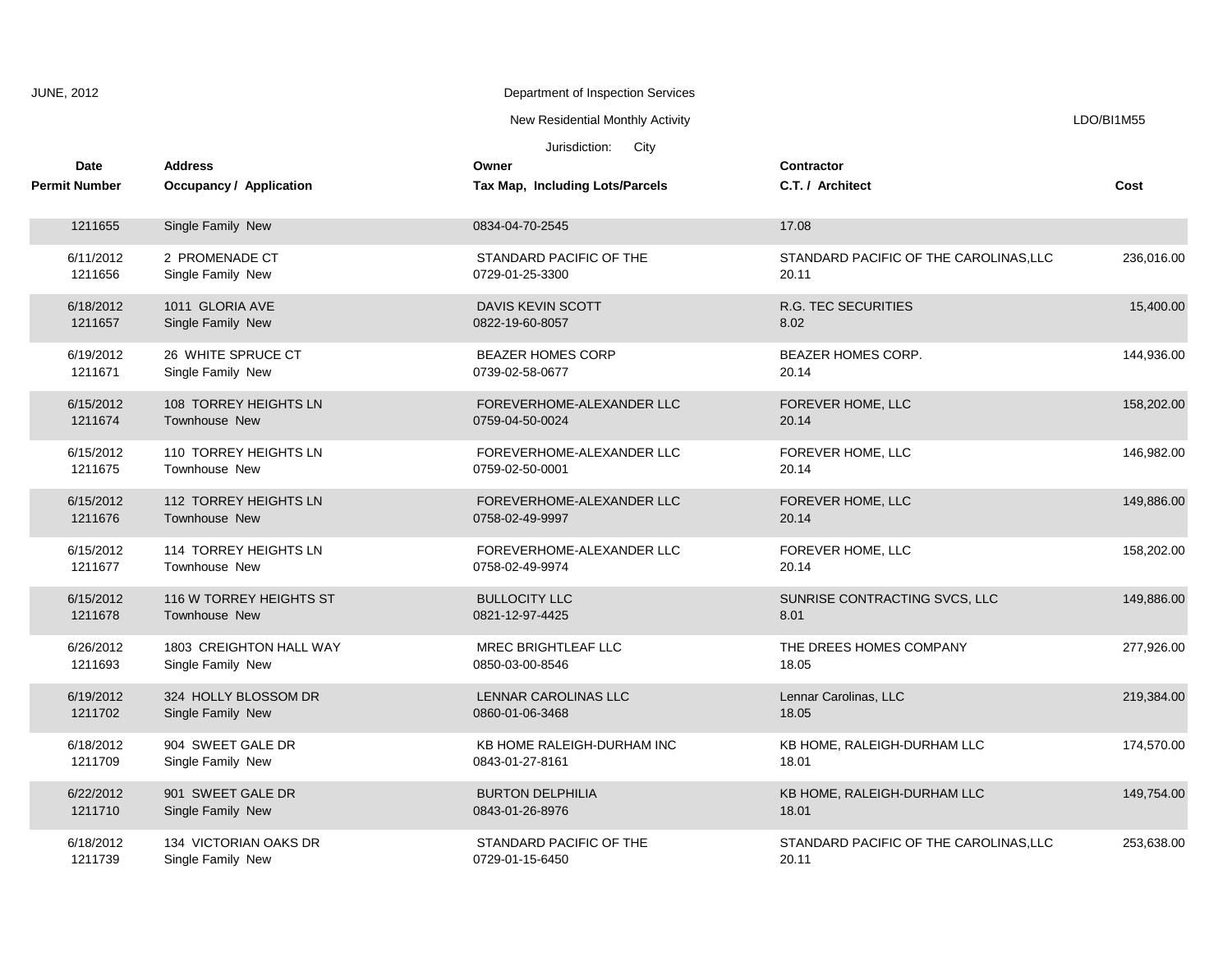JUNE, 2012

Department of Inspection Services

New Residential Monthly Activity

LDO/BI1M55

Jurisdiction: City

| Date<br>Permit Number | Address<br>Occupancy / Application | Owner<br>Tax Map, Including Lots/Parcels | Contractor<br>C.T. / Architect | Cost |
|---|---|---|---|---|
| 1211655 | Single Family New | 0834-04-70-2545 | 17.08 | |
| 6/11/2012<br>1211656 | 2 PROMENADE CT<br>Single Family New | STANDARD PACIFIC OF THE<br>0729-01-25-3300 | STANDARD PACIFIC OF THE CAROLINAS,LLC<br>20.11 | 236,016.00 |
| 6/18/2012<br>1211657 | 1011 GLORIA AVE<br>Single Family New | DAVIS KEVIN SCOTT<br>0822-19-60-8057 | R.G. TEC SECURITIES<br>8.02 | 15,400.00 |
| 6/19/2012<br>1211671 | 26 WHITE SPRUCE CT<br>Single Family New | BEAZER HOMES CORP<br>0739-02-58-0677 | BEAZER HOMES CORP.<br>20.14 | 144,936.00 |
| 6/15/2012<br>1211674 | 108 TORREY HEIGHTS LN<br>Townhouse New | FOREVERHOME-ALEXANDER LLC<br>0759-04-50-0024 | FOREVER HOME, LLC<br>20.14 | 158,202.00 |
| 6/15/2012<br>1211675 | 110 TORREY HEIGHTS LN<br>Townhouse New | FOREVERHOME-ALEXANDER LLC<br>0759-02-50-0001 | FOREVER HOME, LLC<br>20.14 | 146,982.00 |
| 6/15/2012<br>1211676 | 112 TORREY HEIGHTS LN<br>Townhouse New | FOREVERHOME-ALEXANDER LLC<br>0758-02-49-9997 | FOREVER HOME, LLC<br>20.14 | 149,886.00 |
| 6/15/2012<br>1211677 | 114 TORREY HEIGHTS LN<br>Townhouse New | FOREVERHOME-ALEXANDER LLC<br>0758-02-49-9974 | FOREVER HOME, LLC<br>20.14 | 158,202.00 |
| 6/15/2012<br>1211678 | 116 W TORREY HEIGHTS ST<br>Townhouse New | BULLOCITY LLC<br>0821-12-97-4425 | SUNRISE CONTRACTING SVCS, LLC<br>8.01 | 149,886.00 |
| 6/26/2012<br>1211693 | 1803 CREIGHTON HALL WAY<br>Single Family New | MREC BRIGHTLEAF LLC<br>0850-03-00-8546 | THE DREES HOMES COMPANY<br>18.05 | 277,926.00 |
| 6/19/2012<br>1211702 | 324 HOLLY BLOSSOM DR<br>Single Family New | LENNAR CAROLINAS LLC<br>0860-01-06-3468 | Lennar Carolinas, LLC<br>18.05 | 219,384.00 |
| 6/18/2012<br>1211709 | 904 SWEET GALE DR<br>Single Family New | KB HOME RALEIGH-DURHAM INC<br>0843-01-27-8161 | KB HOME, RALEIGH-DURHAM LLC<br>18.01 | 174,570.00 |
| 6/22/2012<br>1211710 | 901 SWEET GALE DR<br>Single Family New | BURTON DELPHILIA<br>0843-01-26-8976 | KB HOME, RALEIGH-DURHAM LLC<br>18.01 | 149,754.00 |
| 6/18/2012<br>1211739 | 134 VICTORIAN OAKS DR<br>Single Family New | STANDARD PACIFIC OF THE<br>0729-01-15-6450 | STANDARD PACIFIC OF THE CAROLINAS,LLC<br>20.11 | 253,638.00 |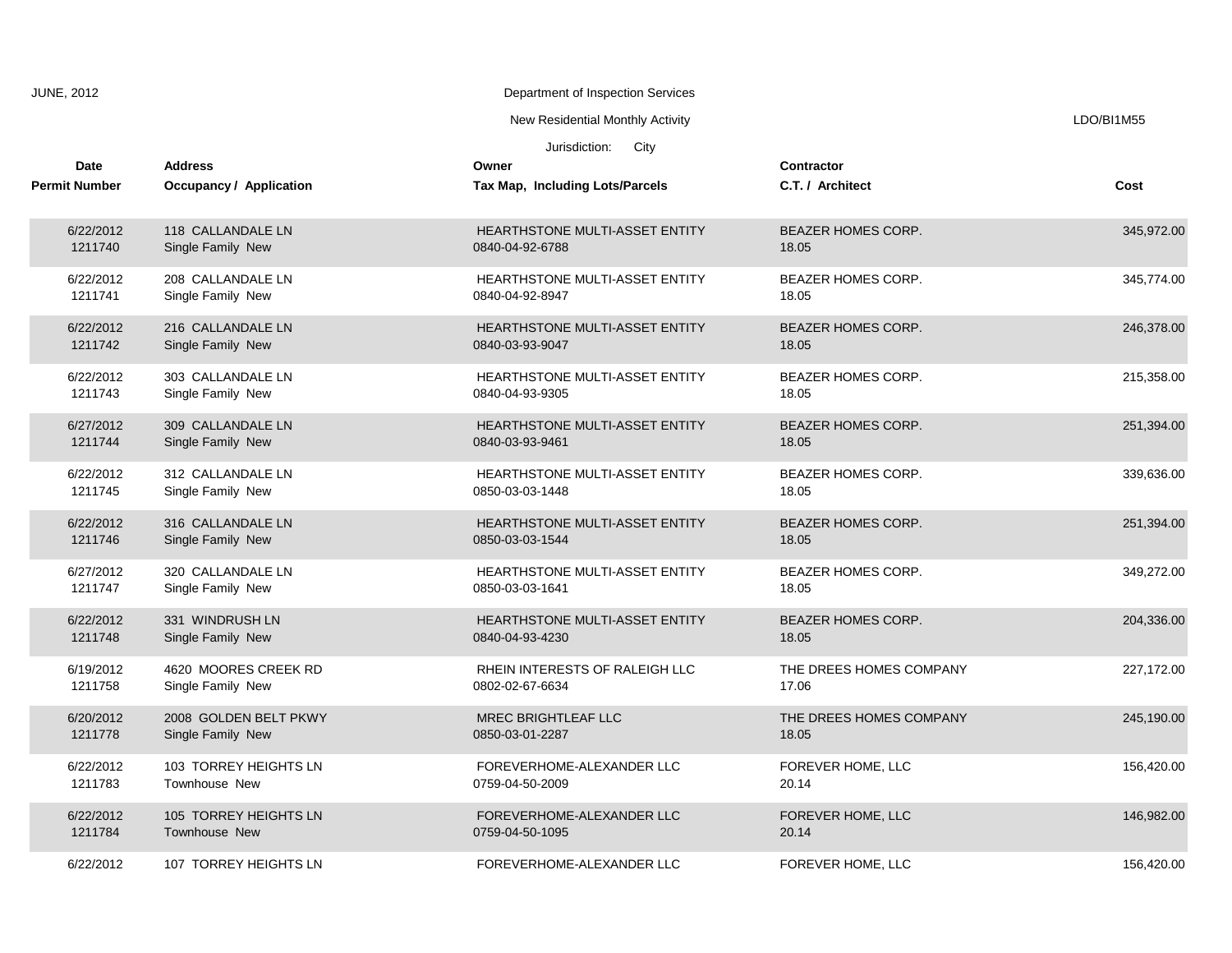JUNE, 2012

Department of Inspection Services

New Residential Monthly Activity

LDO/BI1M55

Jurisdiction: City

| Date<br>Permit Number | Address<br>Occupancy / Application | Owner<br>Tax Map, Including Lots/Parcels | Contractor<br>C.T. / Architect | Cost |
|---|---|---|---|---|
| 6/22/2012<br>1211740 | 118 CALLANDALE LN<br>Single Family New | HEARTHSTONE MULTI-ASSET ENTITY<br>0840-04-92-6788 | BEAZER HOMES CORP.<br>18.05 | 345,972.00 |
| 6/22/2012<br>1211741 | 208 CALLANDALE LN<br>Single Family New | HEARTHSTONE MULTI-ASSET ENTITY<br>0840-04-92-8947 | BEAZER HOMES CORP.<br>18.05 | 345,774.00 |
| 6/22/2012<br>1211742 | 216 CALLANDALE LN<br>Single Family New | HEARTHSTONE MULTI-ASSET ENTITY<br>0840-03-93-9047 | BEAZER HOMES CORP.<br>18.05 | 246,378.00 |
| 6/22/2012<br>1211743 | 303 CALLANDALE LN<br>Single Family New | HEARTHSTONE MULTI-ASSET ENTITY<br>0840-04-93-9305 | BEAZER HOMES CORP.<br>18.05 | 215,358.00 |
| 6/27/2012<br>1211744 | 309 CALLANDALE LN<br>Single Family New | HEARTHSTONE MULTI-ASSET ENTITY<br>0840-03-93-9461 | BEAZER HOMES CORP.<br>18.05 | 251,394.00 |
| 6/22/2012<br>1211745 | 312 CALLANDALE LN<br>Single Family New | HEARTHSTONE MULTI-ASSET ENTITY<br>0850-03-03-1448 | BEAZER HOMES CORP.<br>18.05 | 339,636.00 |
| 6/22/2012<br>1211746 | 316 CALLANDALE LN<br>Single Family New | HEARTHSTONE MULTI-ASSET ENTITY<br>0850-03-03-1544 | BEAZER HOMES CORP.<br>18.05 | 251,394.00 |
| 6/27/2012<br>1211747 | 320 CALLANDALE LN<br>Single Family New | HEARTHSTONE MULTI-ASSET ENTITY<br>0850-03-03-1641 | BEAZER HOMES CORP.<br>18.05 | 349,272.00 |
| 6/22/2012<br>1211748 | 331 WINDRUSH LN<br>Single Family New | HEARTHSTONE MULTI-ASSET ENTITY<br>0840-04-93-4230 | BEAZER HOMES CORP.<br>18.05 | 204,336.00 |
| 6/19/2012<br>1211758 | 4620 MOORES CREEK RD<br>Single Family New | RHEIN INTERESTS OF RALEIGH LLC<br>0802-02-67-6634 | THE DREES HOMES COMPANY<br>17.06 | 227,172.00 |
| 6/20/2012<br>1211778 | 2008 GOLDEN BELT PKWY<br>Single Family New | MREC BRIGHTLEAF LLC<br>0850-03-01-2287 | THE DREES HOMES COMPANY<br>18.05 | 245,190.00 |
| 6/22/2012<br>1211783 | 103 TORREY HEIGHTS LN<br>Townhouse New | FOREVERHOME-ALEXANDER LLC<br>0759-04-50-2009 | FOREVER HOME, LLC<br>20.14 | 156,420.00 |
| 6/22/2012<br>1211784 | 105 TORREY HEIGHTS LN<br>Townhouse New | FOREVERHOME-ALEXANDER LLC<br>0759-04-50-1095 | FOREVER HOME, LLC<br>20.14 | 146,982.00 |
| 6/22/2012 | 107 TORREY HEIGHTS LN | FOREVERHOME-ALEXANDER LLC | FOREVER HOME, LLC | 156,420.00 |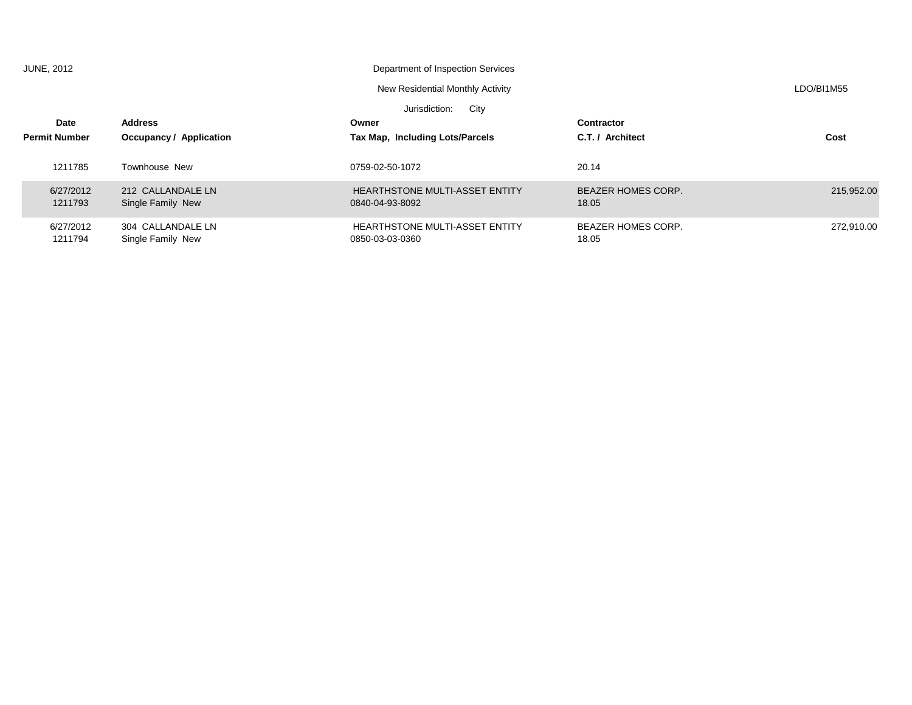JUNE, 2012

Department of Inspection Services

New Residential Monthly Activity

LDO/BI1M55

Jurisdiction: City

| Date<br>Permit Number | Address<br>Occupancy / Application | Owner<br>Tax Map, Including Lots/Parcels | Contractor<br>C.T. / Architect | Cost |
|---|---|---|---|---|
| 1211785 | Townhouse New | 0759-02-50-1072 | 20.14 | |
| 6/27/2012<br>1211793 | 212 CALLANDALE LN<br>Single Family New | HEARTHSTONE MULTI-ASSET ENTITY<br>0840-04-93-8092 | BEAZER HOMES CORP.<br>18.05 | 215,952.00 |
| 6/27/2012<br>1211794 | 304 CALLANDALE LN<br>Single Family New | HEARTHSTONE MULTI-ASSET ENTITY<br>0850-03-03-0360 | BEAZER HOMES CORP.<br>18.05 | 272,910.00 |